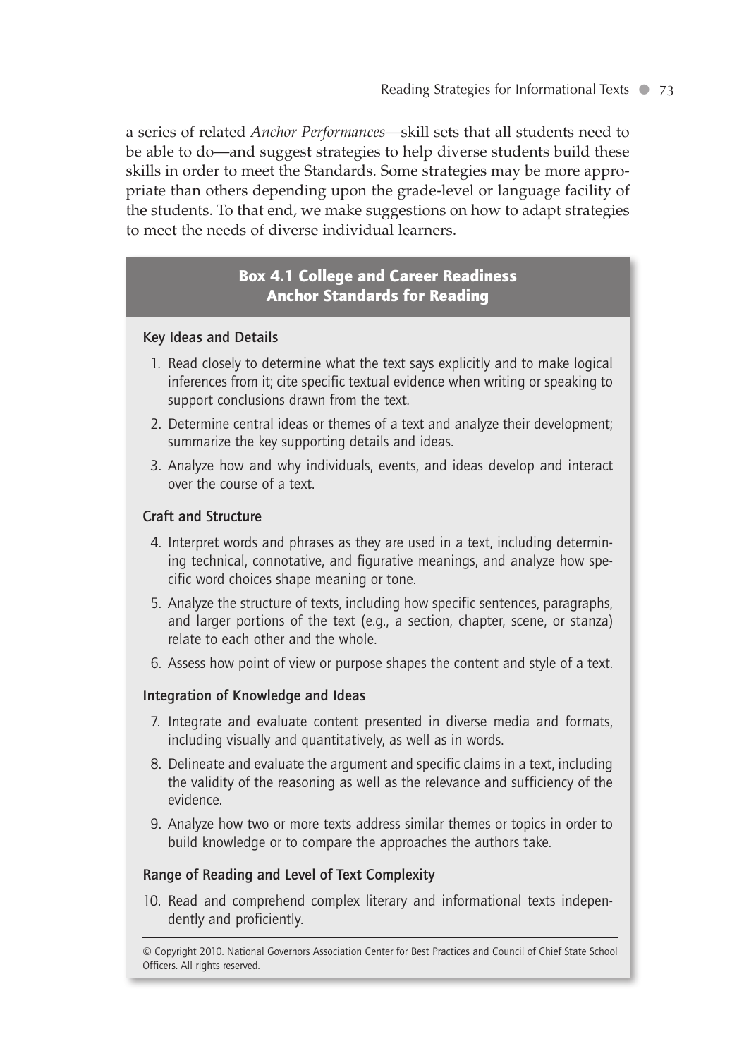a series of related *Anchor Performances*—skill sets that all students need to be able to do—and suggest strategies to help diverse students build these skills in order to meet the Standards. Some strategies may be more appropriate than others depending upon the grade-level or language facility of the students. To that end, we make suggestions on how to adapt strategies to meet the needs of diverse individual learners.

## Box 4.1 College and Career Readiness Anchor Standards for Reading

### Key Ideas and Details

1. Read closely to determine what the text says explicitly and to make logical inferences from it; cite specific textual evidence when writing or speaking to support conclusions drawn from the text.
2. Determine central ideas or themes of a text and analyze their development; summarize the key supporting details and ideas.
3. Analyze how and why individuals, events, and ideas develop and interact over the course of a text.

### Craft and Structure

4. Interpret words and phrases as they are used in a text, including determining technical, connotative, and figurative meanings, and analyze how specific word choices shape meaning or tone.
5. Analyze the structure of texts, including how specific sentences, paragraphs, and larger portions of the text (e.g., a section, chapter, scene, or stanza) relate to each other and the whole.
6. Assess how point of view or purpose shapes the content and style of a text.

### Integration of Knowledge and Ideas

7. Integrate and evaluate content presented in diverse media and formats, including visually and quantitatively, as well as in words.
8. Delineate and evaluate the argument and specific claims in a text, including the validity of the reasoning as well as the relevance and sufficiency of the evidence.
9. Analyze how two or more texts address similar themes or topics in order to build knowledge or to compare the approaches the authors take.

### Range of Reading and Level of Text Complexity

10. Read and comprehend complex literary and informational texts independently and proficiently.

© Copyright 2010. National Governors Association Center for Best Practices and Council of Chief State School Officers. All rights reserved.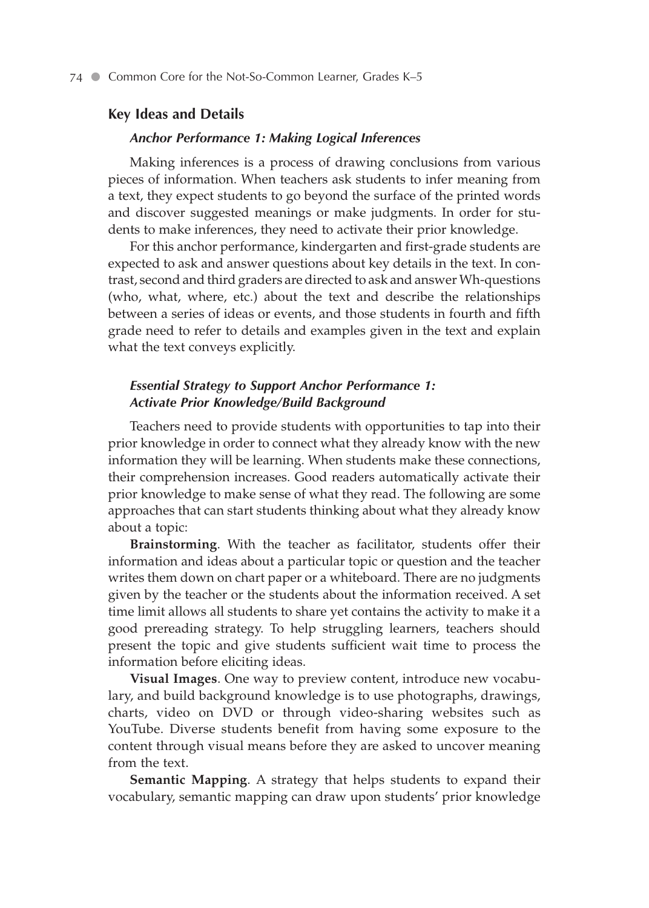## Key Ideas and Details

### *Anchor Performance 1: Making Logical Inferences*

Making inferences is a process of drawing conclusions from various pieces of information. When teachers ask students to infer meaning from a text, they expect students to go beyond the surface of the printed words and discover suggested meanings or make judgments. In order for students to make inferences, they need to activate their prior knowledge.

For this anchor performance, kindergarten and first-grade students are expected to ask and answer questions about key details in the text. In contrast, second and third graders are directed to ask and answer Wh-questions (who, what, where, etc.) about the text and describe the relationships between a series of ideas or events, and those students in fourth and fifth grade need to refer to details and examples given in the text and explain what the text conveys explicitly.

### *Essential Strategy to Support Anchor Performance 1: Activate Prior Knowledge/Build Background*

Teachers need to provide students with opportunities to tap into their prior knowledge in order to connect what they already know with the new information they will be learning. When students make these connections, their comprehension increases. Good readers automatically activate their prior knowledge to make sense of what they read. The following are some approaches that can start students thinking about what they already know about a topic:

**Brainstorming**. With the teacher as facilitator, students offer their information and ideas about a particular topic or question and the teacher writes them down on chart paper or a whiteboard. There are no judgments given by the teacher or the students about the information received. A set time limit allows all students to share yet contains the activity to make it a good prereading strategy. To help struggling learners, teachers should present the topic and give students sufficient wait time to process the information before eliciting ideas.

**Visual Images**. One way to preview content, introduce new vocabulary, and build background knowledge is to use photographs, drawings, charts, video on DVD or through video-sharing websites such as YouTube. Diverse students benefit from having some exposure to the content through visual means before they are asked to uncover meaning from the text.

**Semantic Mapping**. A strategy that helps students to expand their vocabulary, semantic mapping can draw upon students' prior knowledge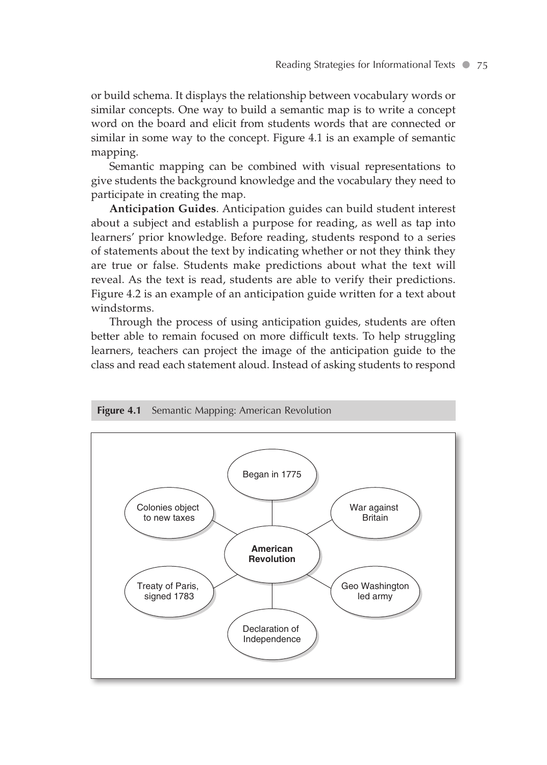or build schema. It displays the relationship between vocabulary words or similar concepts. One way to build a semantic map is to write a concept word on the board and elicit from students words that are connected or similar in some way to the concept. Figure 4.1 is an example of semantic mapping.

Semantic mapping can be combined with visual representations to give students the background knowledge and the vocabulary they need to participate in creating the map.

**Anticipation Guides**. Anticipation guides can build student interest about a subject and establish a purpose for reading, as well as tap into learners' prior knowledge. Before reading, students respond to a series of statements about the text by indicating whether or not they think they are true or false. Students make predictions about what the text will reveal. As the text is read, students are able to verify their predictions. Figure 4.2 is an example of an anticipation guide written for a text about windstorms.

Through the process of using anticipation guides, students are often better able to remain focused on more difficult texts. To help struggling learners, teachers can project the image of the anticipation guide to the class and read each statement aloud. Instead of asking students to respond

**Figure 4.1** Semantic Mapping: American Revolution

- **American Revolution**
  - Began in 1775
  - War against Britain
  - Geo Washington led army
  - Declaration of Independence
  - Treaty of Paris, signed 1783
  - Colonies object to new taxes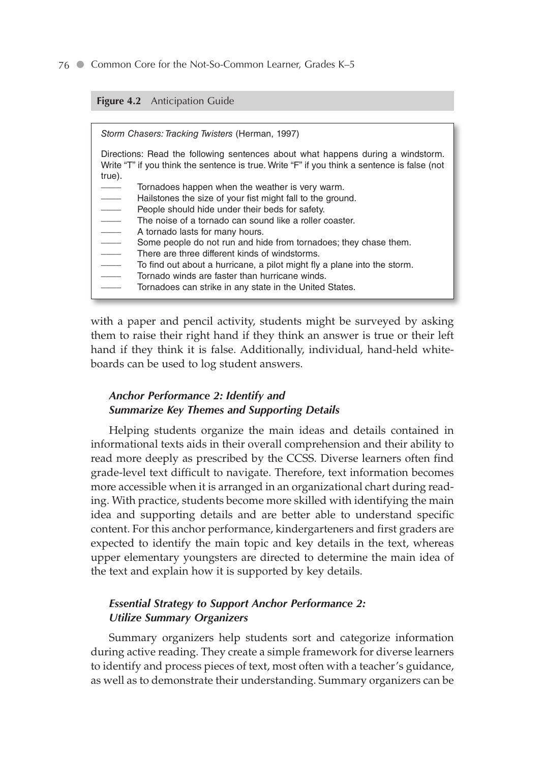**Figure 4.2** Anticipation Guide

*Storm Chasers: Tracking Twisters* (Herman, 1997)

Directions: Read the following sentences about what happens during a windstorm. Write "T" if you think the sentence is true. Write "F" if you think a sentence is false (not true).

_____ Tornadoes happen when the weather is very warm.
_____ Hailstones the size of your fist might fall to the ground.
_____ People should hide under their beds for safety.
_____ The noise of a tornado can sound like a roller coaster.
_____ A tornado lasts for many hours.
_____ Some people do not run and hide from tornadoes; they chase them.
_____ There are three different kinds of windstorms.
_____ To find out about a hurricane, a pilot might fly a plane into the storm.
_____ Tornado winds are faster than hurricane winds.
_____ Tornadoes can strike in any state in the United States.

with a paper and pencil activity, students might be surveyed by asking them to raise their right hand if they think an answer is true or their left hand if they think it is false. Additionally, individual, hand-held whiteboards can be used to log student answers.

### *Anchor Performance 2: Identify and Summarize Key Themes and Supporting Details*

Helping students organize the main ideas and details contained in informational texts aids in their overall comprehension and their ability to read more deeply as prescribed by the CCSS. Diverse learners often find grade-level text difficult to navigate. Therefore, text information becomes more accessible when it is arranged in an organizational chart during reading. With practice, students become more skilled with identifying the main idea and supporting details and are better able to understand specific content. For this anchor performance, kindergarteners and first graders are expected to identify the main topic and key details in the text, whereas upper elementary youngsters are directed to determine the main idea of the text and explain how it is supported by key details.

### *Essential Strategy to Support Anchor Performance 2: Utilize Summary Organizers*

Summary organizers help students sort and categorize information during active reading. They create a simple framework for diverse learners to identify and process pieces of text, most often with a teacher's guidance, as well as to demonstrate their understanding. Summary organizers can be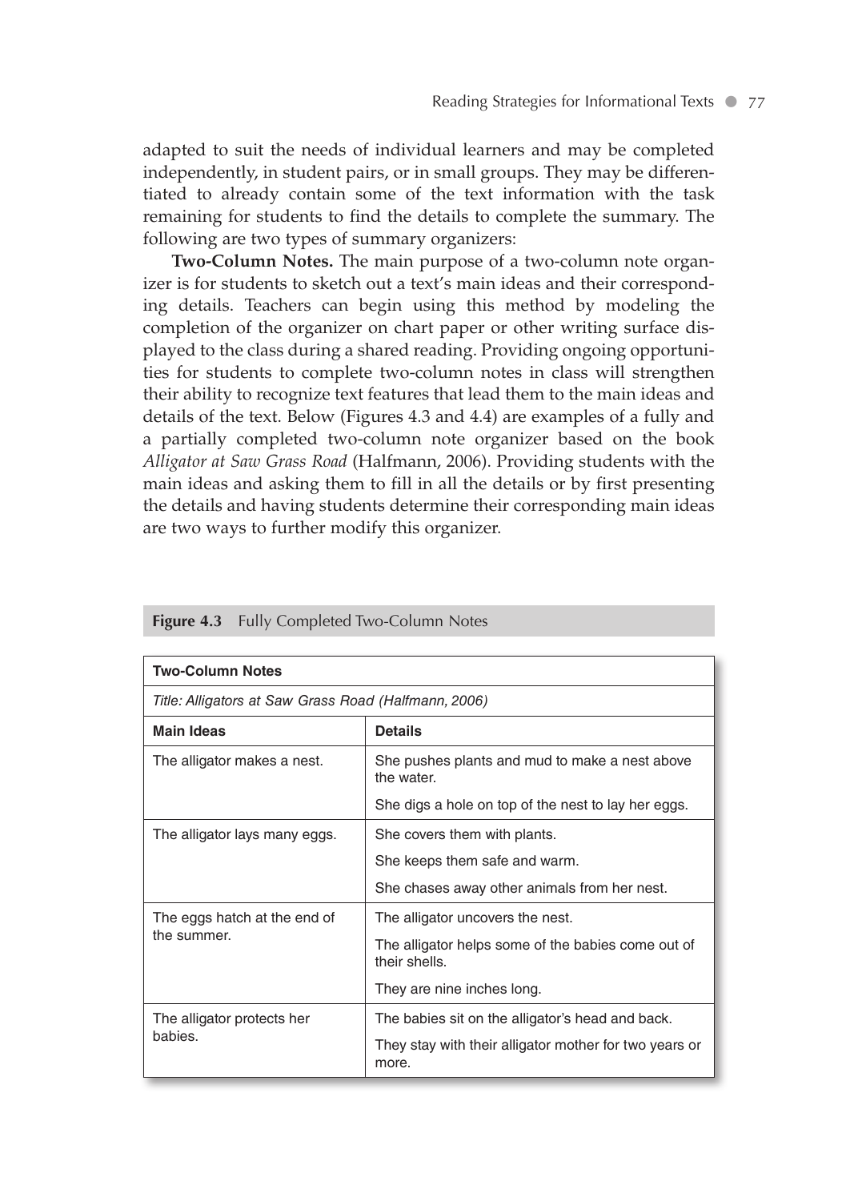adapted to suit the needs of individual learners and may be completed independently, in student pairs, or in small groups. They may be differentiated to already contain some of the text information with the task remaining for students to find the details to complete the summary. The following are two types of summary organizers:

**Two-Column Notes.** The main purpose of a two-column note organizer is for students to sketch out a text's main ideas and their corresponding details. Teachers can begin using this method by modeling the completion of the organizer on chart paper or other writing surface displayed to the class during a shared reading. Providing ongoing opportunities for students to complete two-column notes in class will strengthen their ability to recognize text features that lead them to the main ideas and details of the text. Below (Figures 4.3 and 4.4) are examples of a fully and a partially completed two-column note organizer based on the book *Alligator at Saw Grass Road* (Halfmann, 2006). Providing students with the main ideas and asking them to fill in all the details or by first presenting the details and having students determine their corresponding main ideas are two ways to further modify this organizer.

**Figure 4.3** Fully Completed Two-Column Notes

| **Two-Column Notes** | |
|---|---|
| *Title: Alligators at Saw Grass Road (Halfmann, 2006)* | |
| **Main Ideas** | **Details** |
| The alligator makes a nest. | She pushes plants and mud to make a nest above the water. |
| | She digs a hole on top of the nest to lay her eggs. |
| The alligator lays many eggs. | She covers them with plants. |
| | She keeps them safe and warm. |
| | She chases away other animals from her nest. |
| The eggs hatch at the end of the summer. | The alligator uncovers the nest. |
| | The alligator helps some of the babies come out of their shells. |
| | They are nine inches long. |
| The alligator protects her babies. | The babies sit on the alligator's head and back. |
| | They stay with their alligator mother for two years or more. |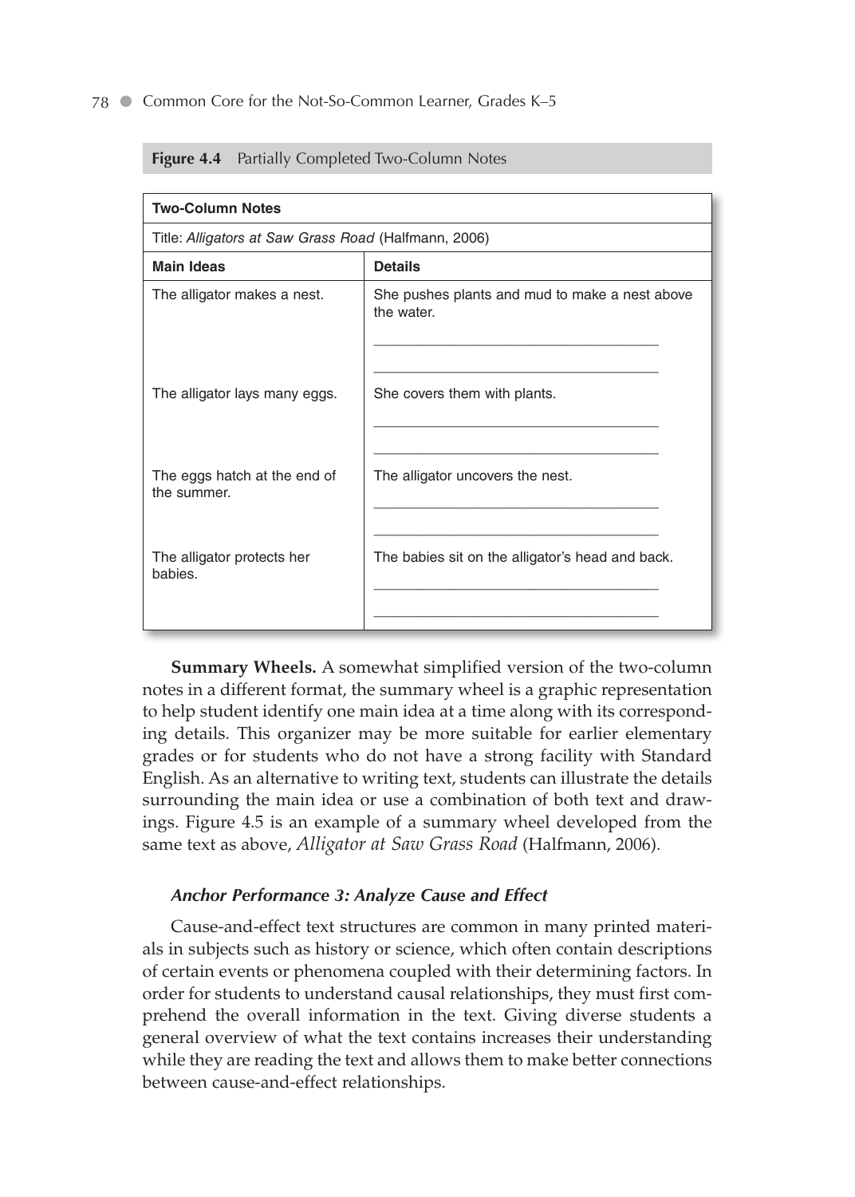**Figure 4.4** Partially Completed Two-Column Notes

| Two-Column Notes | |
|---|---|
| Title: *Alligators at Saw Grass Road* (Halfmann, 2006) | |
| **Main Ideas** | **Details** |
| The alligator makes a nest. | She pushes plants and mud to make a nest above the water. ____________ ____________ |
| The alligator lays many eggs. | She covers them with plants. ____________ ____________ |
| The eggs hatch at the end of the summer. | The alligator uncovers the nest. ____________ ____________ |
| The alligator protects her babies. | The babies sit on the alligator's head and back. ____________ ____________ |

**Summary Wheels.** A somewhat simplified version of the two-column notes in a different format, the summary wheel is a graphic representation to help student identify one main idea at a time along with its corresponding details. This organizer may be more suitable for earlier elementary grades or for students who do not have a strong facility with Standard English. As an alternative to writing text, students can illustrate the details surrounding the main idea or use a combination of both text and drawings. Figure 4.5 is an example of a summary wheel developed from the same text as above, *Alligator at Saw Grass Road* (Halfmann, 2006).

#### *Anchor Performance 3: Analyze Cause and Effect*

Cause-and-effect text structures are common in many printed materials in subjects such as history or science, which often contain descriptions of certain events or phenomena coupled with their determining factors. In order for students to understand causal relationships, they must first comprehend the overall information in the text. Giving diverse students a general overview of what the text contains increases their understanding while they are reading the text and allows them to make better connections between cause-and-effect relationships.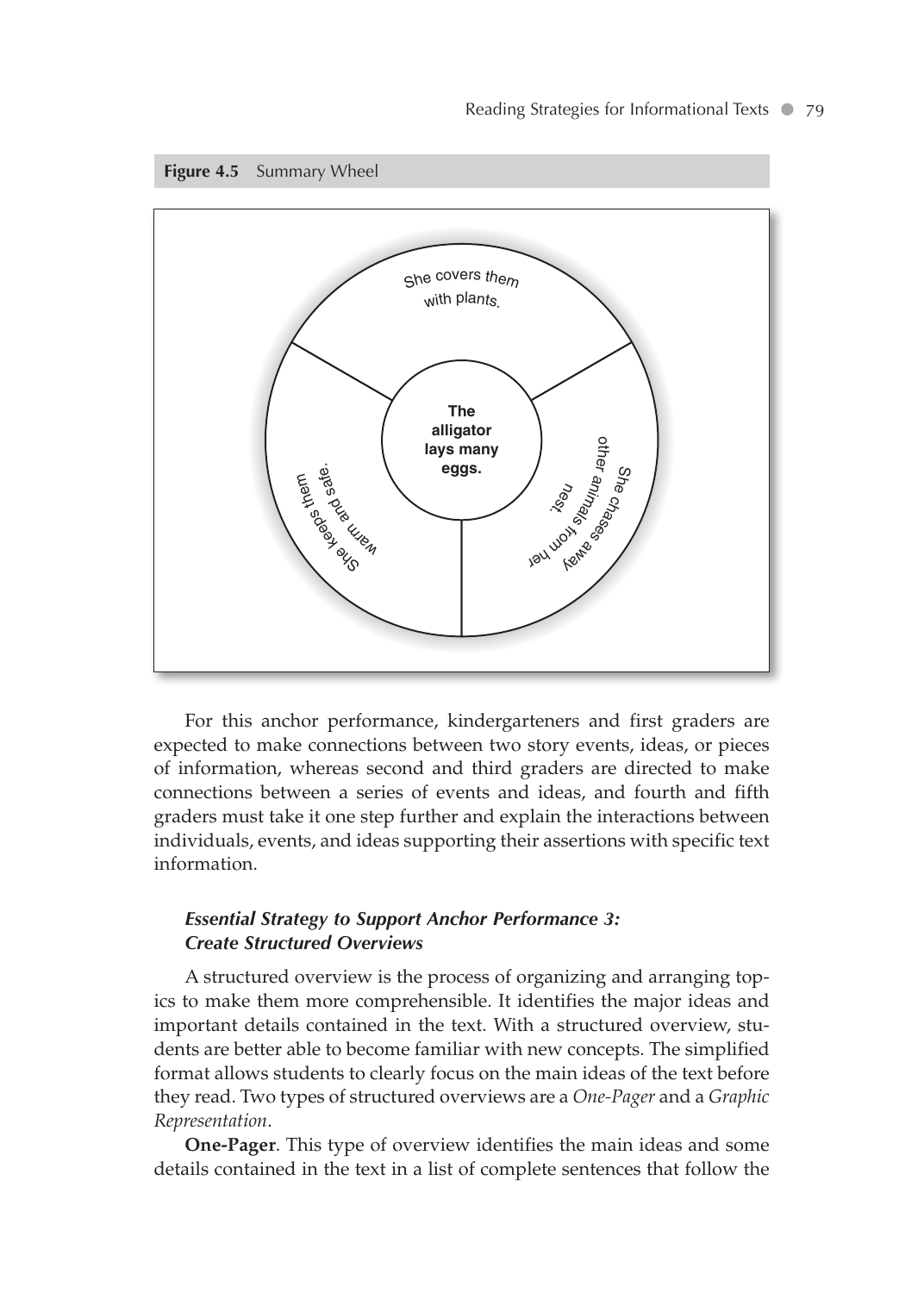**Figure 4.5** Summary Wheel

The alligator lays many eggs.

She covers them with plants.

She chases away other animals from her nest.

She keeps them warm and safe.

For this anchor performance, kindergarteners and first graders are expected to make connections between two story events, ideas, or pieces of information, whereas second and third graders are directed to make connections between a series of events and ideas, and fourth and fifth graders must take it one step further and explain the interactions between individuals, events, and ideas supporting their assertions with specific text information.

### *Essential Strategy to Support Anchor Performance 3: Create Structured Overviews*

A structured overview is the process of organizing and arranging topics to make them more comprehensible. It identifies the major ideas and important details contained in the text. With a structured overview, students are better able to become familiar with new concepts. The simplified format allows students to clearly focus on the main ideas of the text before they read. Two types of structured overviews are a *One-Pager* and a *Graphic Representation*.

**One-Pager**. This type of overview identifies the main ideas and some details contained in the text in a list of complete sentences that follow the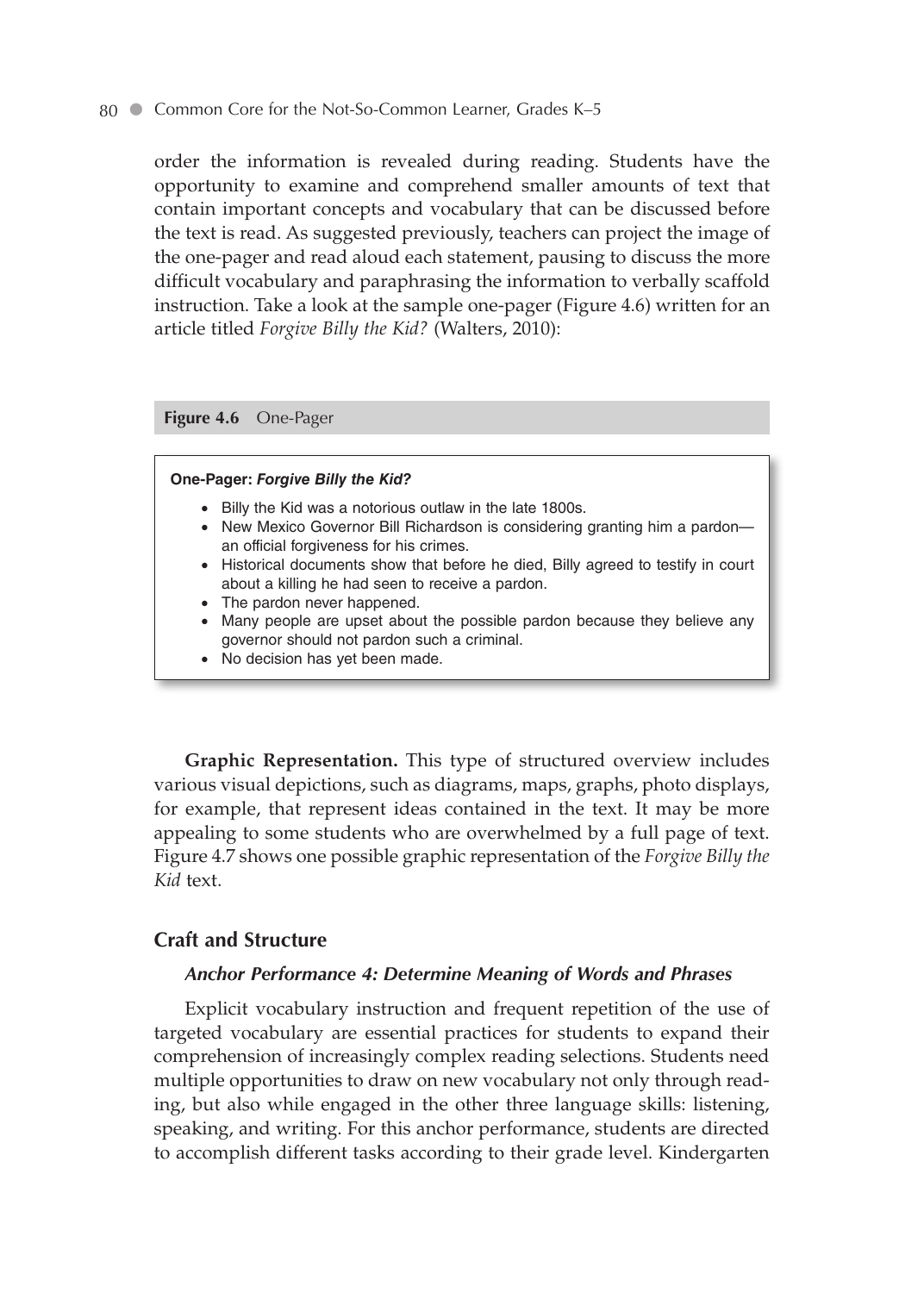order the information is revealed during reading. Students have the opportunity to examine and comprehend smaller amounts of text that contain important concepts and vocabulary that can be discussed before the text is read. As suggested previously, teachers can project the image of the one-pager and read aloud each statement, pausing to discuss the more difficult vocabulary and paraphrasing the information to verbally scaffold instruction. Take a look at the sample one-pager (Figure 4.6) written for an article titled *Forgive Billy the Kid?* (Walters, 2010):

**Figure 4.6** One-Pager

**One-Pager: *Forgive Billy the Kid?***

- Billy the Kid was a notorious outlaw in the late 1800s.
- New Mexico Governor Bill Richardson is considering granting him a pardon—an official forgiveness for his crimes.
- Historical documents show that before he died, Billy agreed to testify in court about a killing he had seen to receive a pardon.
- The pardon never happened.
- Many people are upset about the possible pardon because they believe any governor should not pardon such a criminal.
- No decision has yet been made.

**Graphic Representation.** This type of structured overview includes various visual depictions, such as diagrams, maps, graphs, photo displays, for example, that represent ideas contained in the text. It may be more appealing to some students who are overwhelmed by a full page of text. Figure 4.7 shows one possible graphic representation of the *Forgive Billy the Kid* text.

## Craft and Structure

### *Anchor Performance 4: Determine Meaning of Words and Phrases*

Explicit vocabulary instruction and frequent repetition of the use of targeted vocabulary are essential practices for students to expand their comprehension of increasingly complex reading selections. Students need multiple opportunities to draw on new vocabulary not only through reading, but also while engaged in the other three language skills: listening, speaking, and writing. For this anchor performance, students are directed to accomplish different tasks according to their grade level. Kindergarten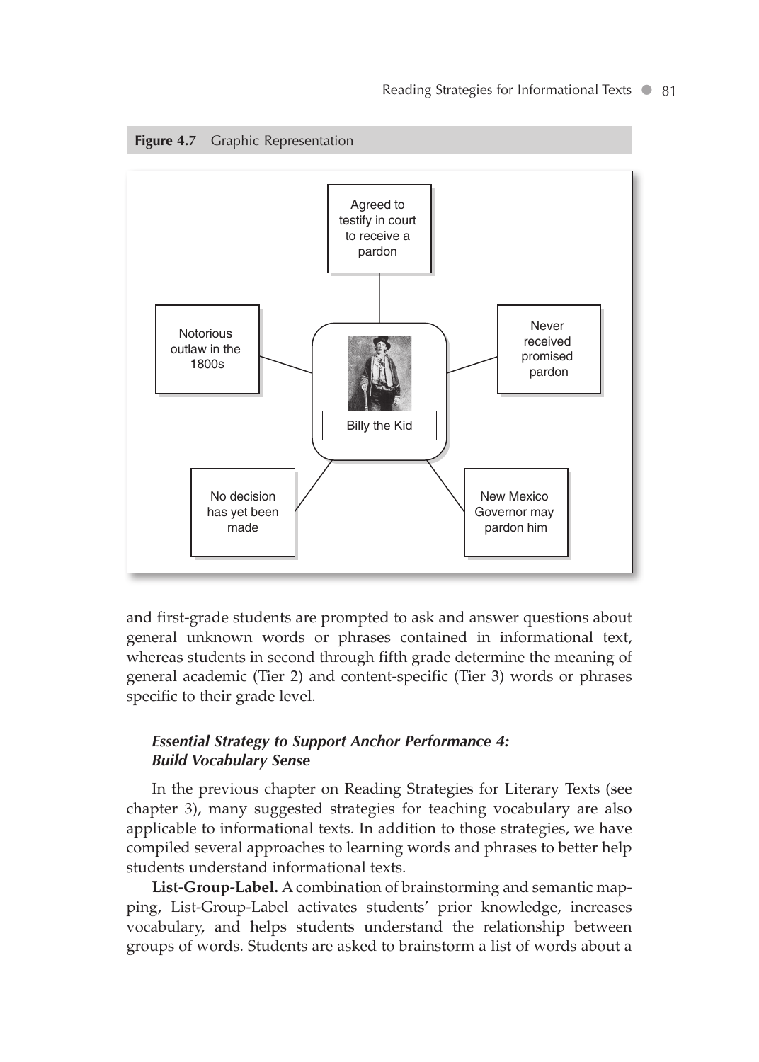**Figure 4.7** Graphic Representation

Agreed to testify in court to receive a pardon

Notorious outlaw in the 1800s

Never received promised pardon

Billy the Kid

No decision has yet been made

New Mexico Governor may pardon him

and first-grade students are prompted to ask and answer questions about general unknown words or phrases contained in informational text, whereas students in second through fifth grade determine the meaning of general academic (Tier 2) and content-specific (Tier 3) words or phrases specific to their grade level.

### *Essential Strategy to Support Anchor Performance 4: Build Vocabulary Sense*

In the previous chapter on Reading Strategies for Literary Texts (see chapter 3), many suggested strategies for teaching vocabulary are also applicable to informational texts. In addition to those strategies, we have compiled several approaches to learning words and phrases to better help students understand informational texts.

**List-Group-Label.** A combination of brainstorming and semantic mapping, List-Group-Label activates students' prior knowledge, increases vocabulary, and helps students understand the relationship between groups of words. Students are asked to brainstorm a list of words about a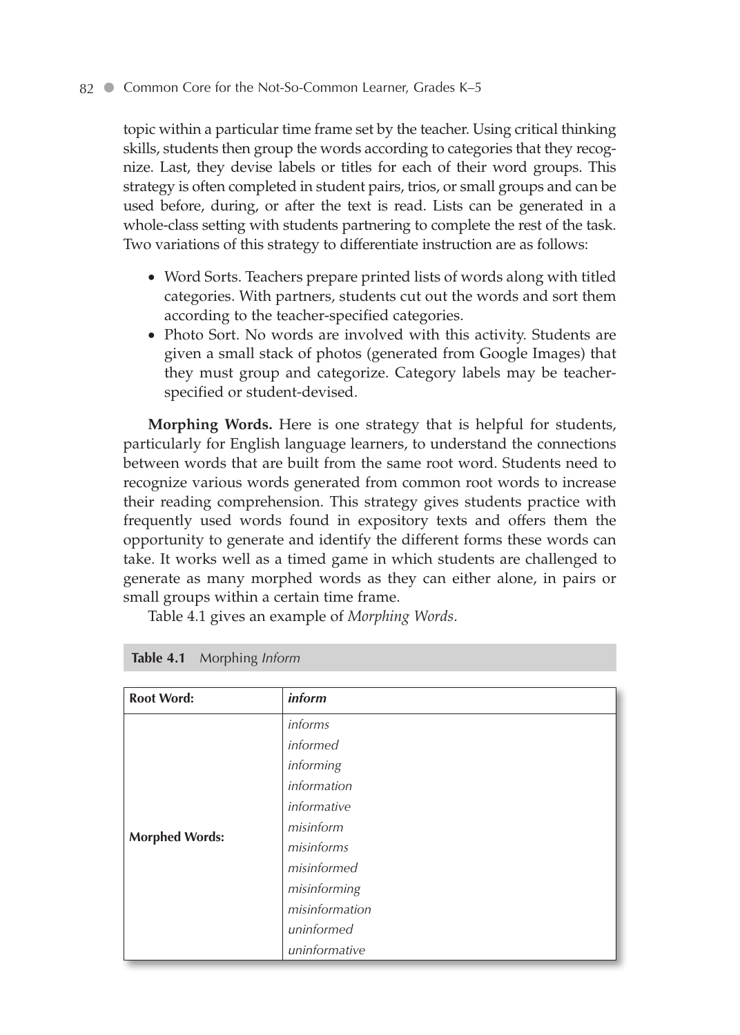topic within a particular time frame set by the teacher. Using critical thinking skills, students then group the words according to categories that they recognize. Last, they devise labels or titles for each of their word groups. This strategy is often completed in student pairs, trios, or small groups and can be used before, during, or after the text is read. Lists can be generated in a whole-class setting with students partnering to complete the rest of the task. Two variations of this strategy to differentiate instruction are as follows:

- Word Sorts. Teachers prepare printed lists of words along with titled categories. With partners, students cut out the words and sort them according to the teacher-specified categories.
- Photo Sort. No words are involved with this activity. Students are given a small stack of photos (generated from Google Images) that they must group and categorize. Category labels may be teacher-specified or student-devised.

**Morphing Words.** Here is one strategy that is helpful for students, particularly for English language learners, to understand the connections between words that are built from the same root word. Students need to recognize various words generated from common root words to increase their reading comprehension. This strategy gives students practice with frequently used words found in expository texts and offers them the opportunity to generate and identify the different forms these words can take. It works well as a timed game in which students are challenged to generate as many morphed words as they can either alone, in pairs or small groups within a certain time frame.

Table 4.1 gives an example of *Morphing Words*.

**Table 4.1** Morphing *Inform*

| **Root Word:** | ***inform*** |
|---|---|
| **Morphed Words:** | *informs*<br>*informed*<br>*informing*<br>*information*<br>*informative*<br>*misinform*<br>*misinforms*<br>*misinformed*<br>*misinforming*<br>*misinformation*<br>*uninformed*<br>*uninformative* |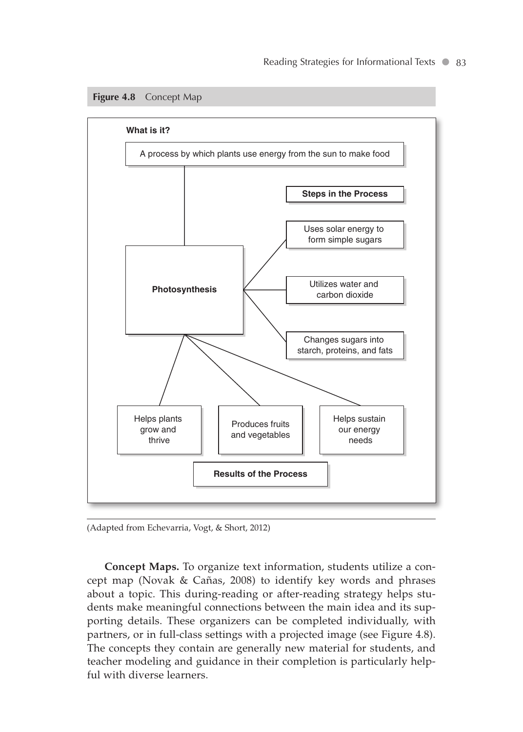**Figure 4.8** Concept Map

**What is it?**

A process by which plants use energy from the sun to make food

**Photosynthesis**

**Steps in the Process**

Uses solar energy to form simple sugars

Utilizes water and carbon dioxide

Changes sugars into starch, proteins, and fats

Helps plants grow and thrive

Produces fruits and vegetables

Helps sustain our energy needs

**Results of the Process**

(Adapted from Echevarria, Vogt, & Short, 2012)

**Concept Maps.** To organize text information, students utilize a concept map (Novak & Cañas, 2008) to identify key words and phrases about a topic. This during-reading or after-reading strategy helps students make meaningful connections between the main idea and its supporting details. These organizers can be completed individually, with partners, or in full-class settings with a projected image (see Figure 4.8). The concepts they contain are generally new material for students, and teacher modeling and guidance in their completion is particularly helpful with diverse learners.